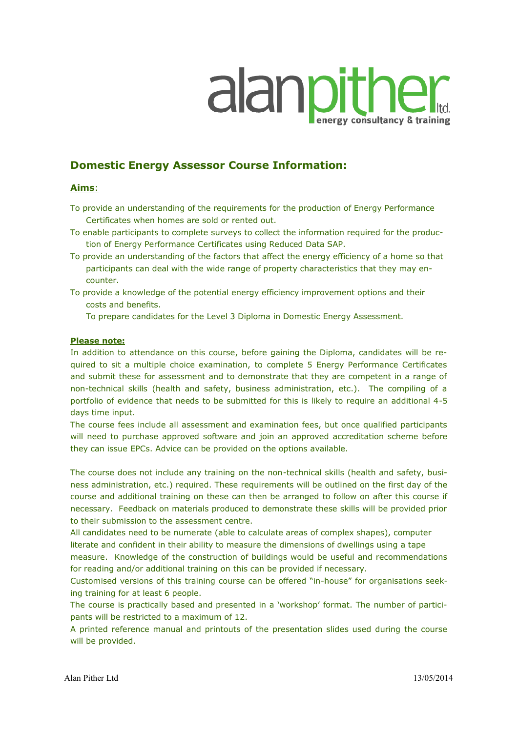alanpither ltd.
energy consultancy & training

## Domestic Energy Assessor Course Information:

### Aims:

- To provide an understanding of the requirements for the production of Energy Performance Certificates when homes are sold or rented out.
- To enable participants to complete surveys to collect the information required for the production of Energy Performance Certificates using Reduced Data SAP.
- To provide an understanding of the factors that affect the energy efficiency of a home so that participants can deal with the wide range of property characteristics that they may encounter.
- To provide a knowledge of the potential energy efficiency improvement options and their costs and benefits.
- To prepare candidates for the Level 3 Diploma in Domestic Energy Assessment.

### Please note:

In addition to attendance on this course, before gaining the Diploma, candidates will be required to sit a multiple choice examination, to complete 5 Energy Performance Certificates and submit these for assessment and to demonstrate that they are competent in a range of non-technical skills (health and safety, business administration, etc.). The compiling of a portfolio of evidence that needs to be submitted for this is likely to require an additional 4-5 days time input.

The course fees include all assessment and examination fees, but once qualified participants will need to purchase approved software and join an approved accreditation scheme before they can issue EPCs. Advice can be provided on the options available.

The course does not include any training on the non-technical skills (health and safety, business administration, etc.) required. These requirements will be outlined on the first day of the course and additional training on these can then be arranged to follow on after this course if necessary. Feedback on materials produced to demonstrate these skills will be provided prior to their submission to the assessment centre.

All candidates need to be numerate (able to calculate areas of complex shapes), computer literate and confident in their ability to measure the dimensions of dwellings using a tape measure. Knowledge of the construction of buildings would be useful and recommendations for reading and/or additional training on this can be provided if necessary.

Customised versions of this training course can be offered "in-house" for organisations seeking training for at least 6 people.

The course is practically based and presented in a 'workshop' format. The number of participants will be restricted to a maximum of 12.

A printed reference manual and printouts of the presentation slides used during the course will be provided.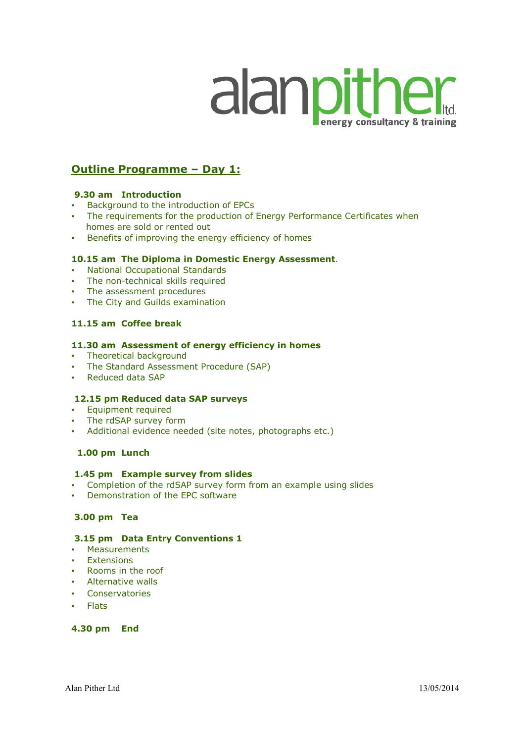## Outline Programme – Day 1:

**9.30 am Introduction**

- Background to the introduction of EPCs
- The requirements for the production of Energy Performance Certificates when homes are sold or rented out
- Benefits of improving the energy efficiency of homes

**10.15 am The Diploma in Domestic Energy Assessment**.

- National Occupational Standards
- The non-technical skills required
- The assessment procedures
- The City and Guilds examination

**11.15 am Coffee break**

**11.30 am Assessment of energy efficiency in homes**

- Theoretical background
- The Standard Assessment Procedure (SAP)
- Reduced data SAP

**12.15 pm Reduced data SAP surveys**

- Equipment required
- The rdSAP survey form
- Additional evidence needed (site notes, photographs etc.)

**1.00 pm Lunch**

**1.45 pm Example survey from slides**

- Completion of the rdSAP survey form from an example using slides
- Demonstration of the EPC software

**3.00 pm Tea**

**3.15 pm Data Entry Conventions 1**

- Measurements
- Extensions
- Rooms in the roof
- Alternative walls
- Conservatories
- Flats

**4.30 pm End**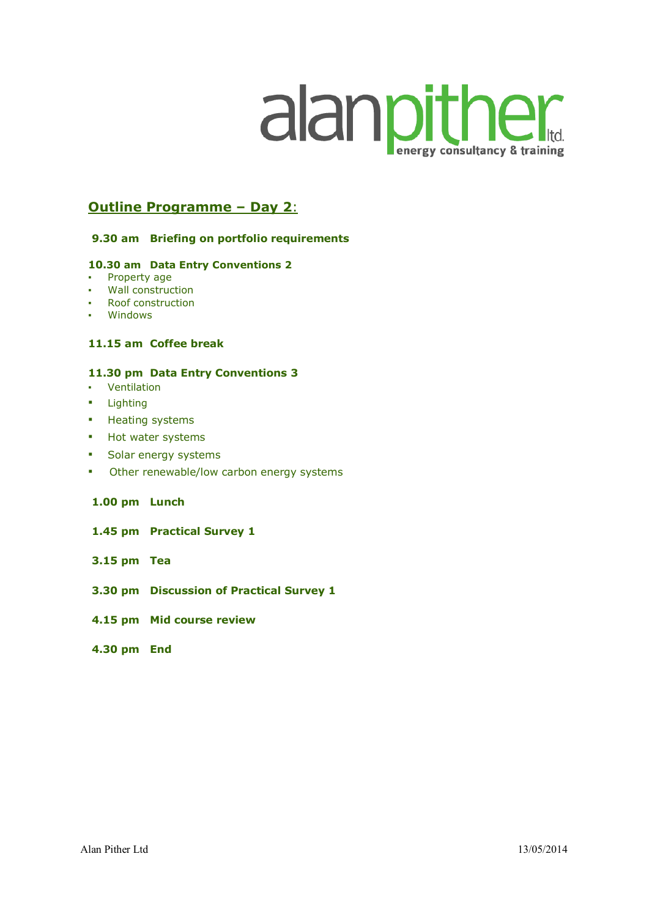## Outline Programme – Day 2:

**9.30 am Briefing on portfolio requirements**

**10.30 am Data Entry Conventions 2**

- Property age
- Wall construction
- Roof construction
- Windows

**11.15 am Coffee break**

**11.30 pm Data Entry Conventions 3**

- Ventilation
- Lighting
- Heating systems
- Hot water systems
- Solar energy systems
- Other renewable/low carbon energy systems

**1.00 pm Lunch**

**1.45 pm Practical Survey 1**

**3.15 pm Tea**

**3.30 pm Discussion of Practical Survey 1**

**4.15 pm Mid course review**

**4.30 pm End**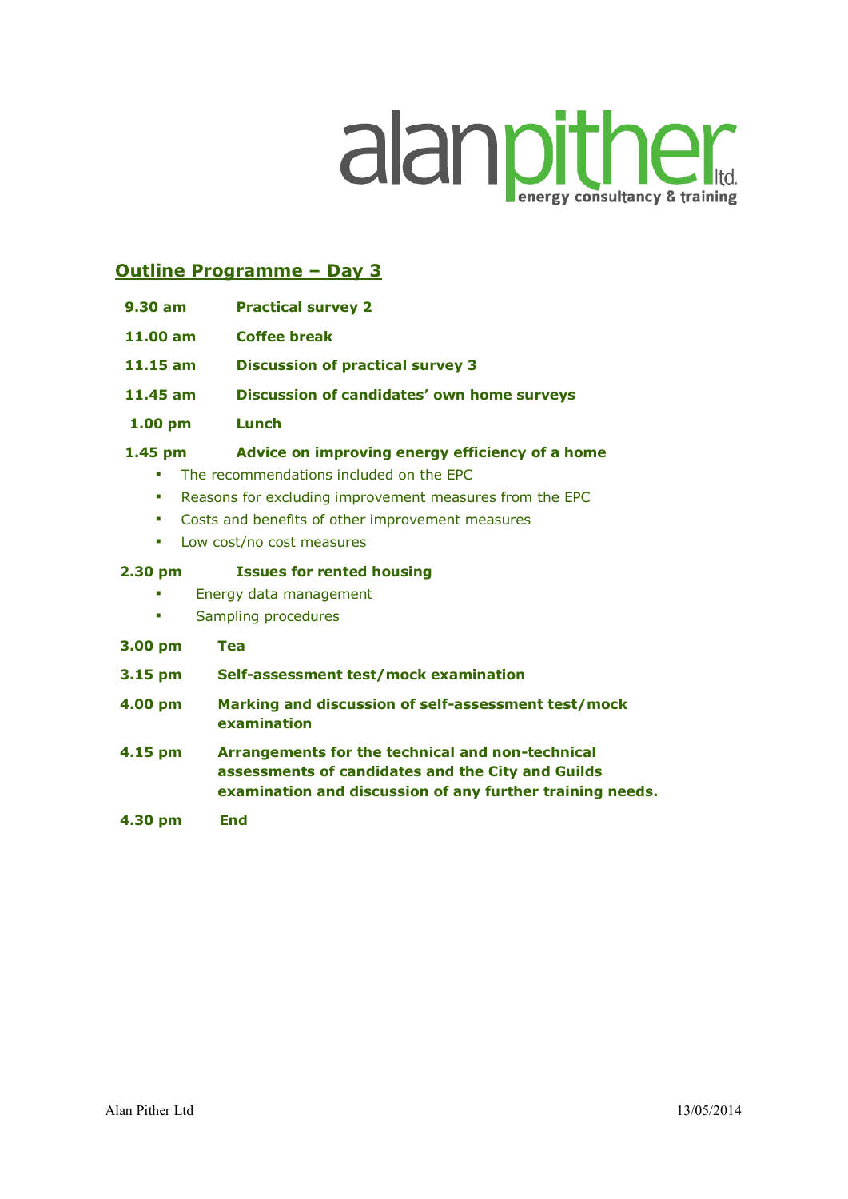alanpither ltd.
energy consultancy & training

## Outline Programme – Day 3

**9.30 am** **Practical survey 2**

**11.00 am** **Coffee break**

**11.15 am** **Discussion of practical survey 3**

**11.45 am** **Discussion of candidates' own home surveys**

**1.00 pm** **Lunch**

**1.45 pm** **Advice on improving energy efficiency of a home**

- The recommendations included on the EPC
- Reasons for excluding improvement measures from the EPC
- Costs and benefits of other improvement measures
- Low cost/no cost measures

**2.30 pm** **Issues for rented housing**

- Energy data management
- Sampling procedures

**3.00 pm** **Tea**

**3.15 pm** **Self-assessment test/mock examination**

**4.00 pm** **Marking and discussion of self-assessment test/mock examination**

**4.15 pm** **Arrangements for the technical and non-technical assessments of candidates and the City and Guilds examination and discussion of any further training needs.**

**4.30 pm** **End**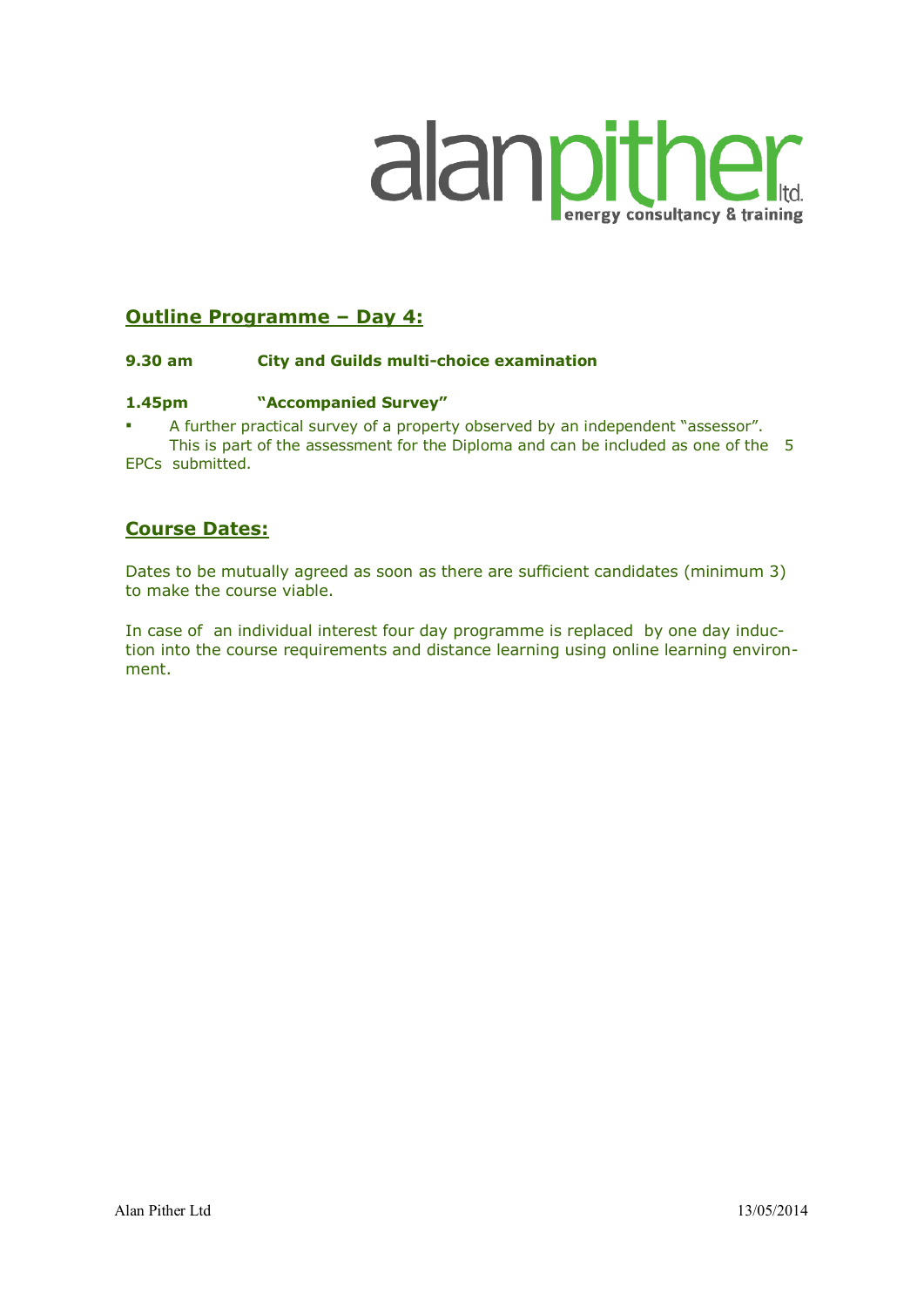## Outline Programme – Day 4:

**9.30 am City and Guilds multi-choice examination**

**1.45pm "Accompanied Survey"**

- A further practical survey of a property observed by an independent "assessor". This is part of the assessment for the Diploma and can be included as one of the 5 EPCs submitted.

## Course Dates:

Dates to be mutually agreed as soon as there are sufficient candidates (minimum 3) to make the course viable.

In case of an individual interest four day programme is replaced by one day induction into the course requirements and distance learning using online learning environment.